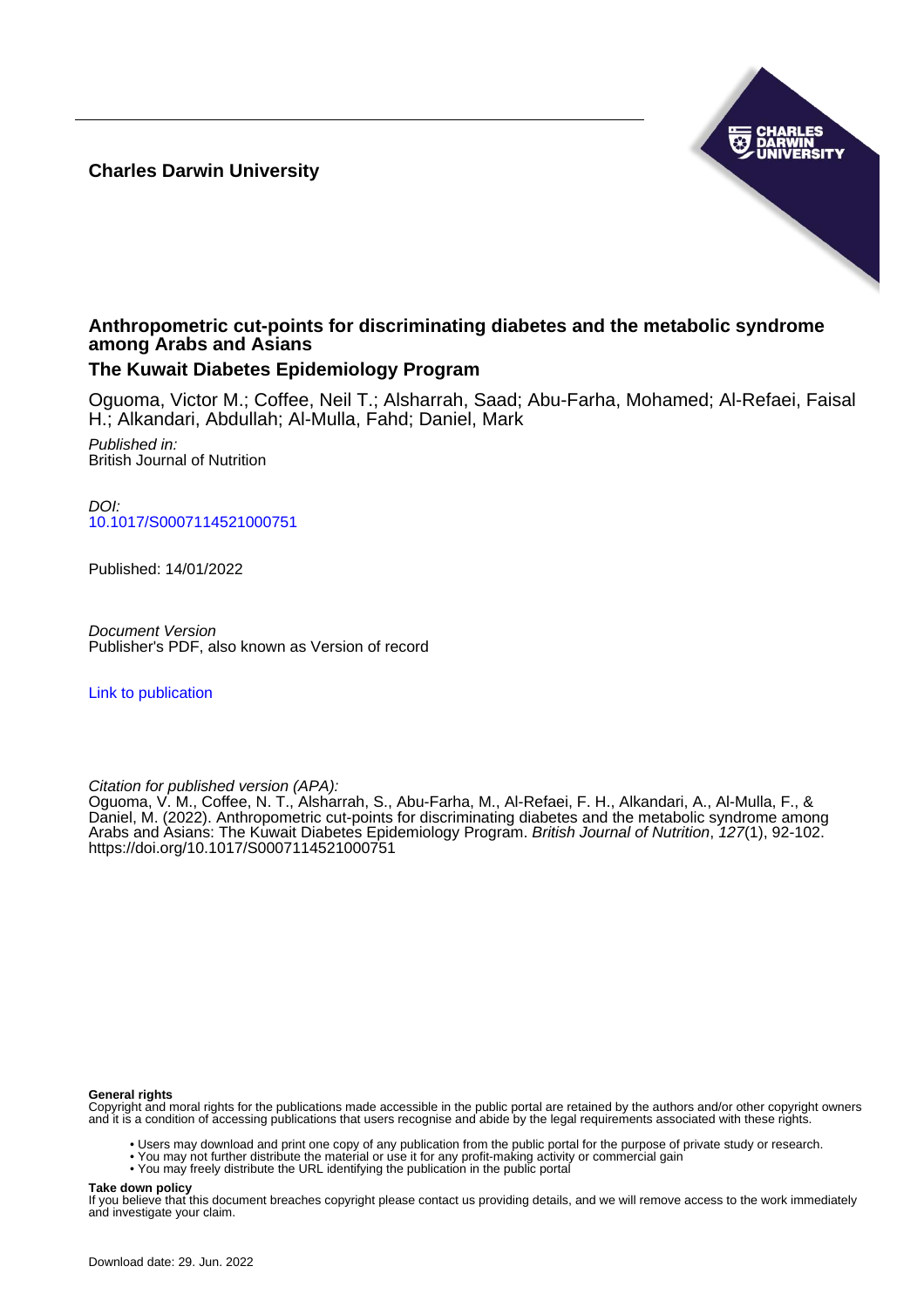**Charles Darwin University**

## Anthropometric cut-points for discriminating diabetes and the metabolic syndrome among Arabs and Asians

### The Kuwait Diabetes Epidemiology Program

Oguoma, Victor M.; Coffee, Neil T.; Alsharrah, Saad; Abu-Farha, Mohamed; Al-Refaei, Faisal H.; Alkandari, Abdullah; Al-Mulla, Fahd; Daniel, Mark

*Published in:*
British Journal of Nutrition

*DOI:*
10.1017/S0007114521000751

Published: 14/01/2022

*Document Version*
Publisher's PDF, also known as Version of record

Link to publication

*Citation for published version (APA):*
Oguoma, V. M., Coffee, N. T., Alsharrah, S., Abu-Farha, M., Al-Refaei, F. H., Alkandari, A., Al-Mulla, F., & Daniel, M. (2022). Anthropometric cut-points for discriminating diabetes and the metabolic syndrome among Arabs and Asians: The Kuwait Diabetes Epidemiology Program. *British Journal of Nutrition*, *127*(1), 92-102. https://doi.org/10.1017/S0007114521000751

**General rights**
Copyright and moral rights for the publications made accessible in the public portal are retained by the authors and/or other copyright owners and it is a condition of accessing publications that users recognise and abide by the legal requirements associated with these rights.

- Users may download and print one copy of any publication from the public portal for the purpose of private study or research.
- You may not further distribute the material or use it for any profit-making activity or commercial gain
- You may freely distribute the URL identifying the publication in the public portal

**Take down policy**
If you believe that this document breaches copyright please contact us providing details, and we will remove access to the work immediately and investigate your claim.

Download date: 29. Jun. 2022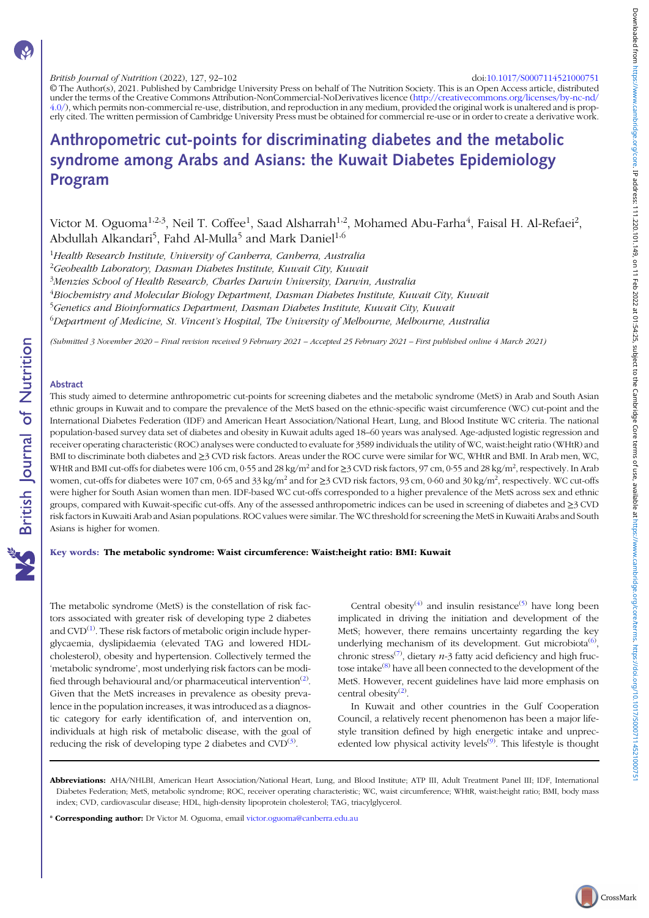British Journal of Nutrition (2022), 127, 92–102 doi:10.1017/S0007114521000751
© The Author(s), 2021. Published by Cambridge University Press on behalf of The Nutrition Society. This is an Open Access article, distributed under the terms of the Creative Commons Attribution-NonCommercial-NoDerivatives licence (http://creativecommons.org/licenses/by-nc-nd/4.0/), which permits non-commercial re-use, distribution, and reproduction in any medium, provided the original work is unaltered and is properly cited. The written permission of Cambridge University Press must be obtained for commercial re-use or in order to create a derivative work.

# Anthropometric cut-points for discriminating diabetes and the metabolic syndrome among Arabs and Asians: the Kuwait Diabetes Epidemiology Program

Victor M. Oguoma[1,2,3], Neil T. Coffee[1], Saad Alsharrah[1,2], Mohamed Abu-Farha[4], Faisal H. Al-Refaei[2], Abdullah Alkandari[5], Fahd Al-Mulla[5] and Mark Daniel[1,6]

[1]Health Research Institute, University of Canberra, Canberra, Australia
[2]Geohealth Laboratory, Dasman Diabetes Institute, Kuwait City, Kuwait
[3]Menzies School of Health Research, Charles Darwin University, Darwin, Australia
[4]Biochemistry and Molecular Biology Department, Dasman Diabetes Institute, Kuwait City, Kuwait
[5]Genetics and Bioinformatics Department, Dasman Diabetes Institute, Kuwait City, Kuwait
[6]Department of Medicine, St. Vincent's Hospital, The University of Melbourne, Melbourne, Australia

*(Submitted 3 November 2020 – Final revision received 9 February 2021 – Accepted 25 February 2021 – First published online 4 March 2021)*

## Abstract

This study aimed to determine anthropometric cut-points for screening diabetes and the metabolic syndrome (MetS) in Arab and South Asian ethnic groups in Kuwait and to compare the prevalence of the MetS based on the ethnic-specific waist circumference (WC) cut-point and the International Diabetes Federation (IDF) and American Heart Association/National Heart, Lung, and Blood Institute WC criteria. The national population-based survey data set of diabetes and obesity in Kuwait adults aged 18–60 years was analysed. Age-adjusted logistic regression and receiver operating characteristic (ROC) analyses were conducted to evaluate for 3589 individuals the utility of WC, waist:height ratio (WHtR) and BMI to discriminate both diabetes and ≥3 CVD risk factors. Areas under the ROC curve were similar for WC, WHtR and BMI. In Arab men, WC, WHtR and BMI cut-offs for diabetes were 106 cm, 0·55 and 28 kg/m$^2$ and for ≥3 CVD risk factors, 97 cm, 0·55 and 28 kg/m$^2$, respectively. In Arab women, cut-offs for diabetes were 107 cm, 0·65 and 33 kg/m$^2$ and for ≥3 CVD risk factors, 93 cm, 0·60 and 30 kg/m$^2$, respectively. WC cut-offs were higher for South Asian women than men. IDF-based WC cut-offs corresponded to a higher prevalence of the MetS across sex and ethnic groups, compared with Kuwait-specific cut-offs. Any of the assessed anthropometric indices can be used in screening of diabetes and ≥3 CVD risk factors in Kuwaiti Arab and Asian populations. ROC values were similar. The WC threshold for screening the MetS in Kuwaiti Arabs and South Asians is higher for women.

**Key words: The metabolic syndrome: Waist circumference: Waist:height ratio: BMI: Kuwait**

The metabolic syndrome (MetS) is the constellation of risk factors associated with greater risk of developing type 2 diabetes and CVD[1]. These risk factors of metabolic origin include hyperglycaemia, dyslipidaemia (elevated TAG and lowered HDL-cholesterol), obesity and hypertension. Collectively termed the 'metabolic syndrome', most underlying risk factors can be modified through behavioural and/or pharmaceutical intervention[2]. Given that the MetS increases in prevalence as obesity prevalence in the population increases, it was introduced as a diagnostic category for early identification of, and intervention on, individuals at high risk of metabolic disease, with the goal of reducing the risk of developing type 2 diabetes and CVD[3].

Central obesity[4] and insulin resistance[5] have long been implicated in driving the initiation and development of the MetS; however, there remains uncertainty regarding the key underlying mechanism of its development. Gut microbiota[6], chronic stress[7], dietary $n$-3 fatty acid deficiency and high fructose intake[8] have all been connected to the development of the MetS. However, recent guidelines have laid more emphasis on central obesity[2].

In Kuwait and other countries in the Gulf Cooperation Council, a relatively recent phenomenon has been a major lifestyle transition defined by high energetic intake and unprecedented low physical activity levels[9]. This lifestyle is thought

**Abbreviations:** AHA/NHLBI, American Heart Association/National Heart, Lung, and Blood Institute; ATP III, Adult Treatment Panel III; IDF, International Diabetes Federation; MetS, metabolic syndrome; ROC, receiver operating characteristic; WC, waist circumference; WHtR, waist:height ratio; BMI, body mass index; CVD, cardiovascular disease; HDL, high-density lipoprotein cholesterol; TAG, triacylglycerol.

\* **Corresponding author:** Dr Victor M. Oguoma, email victor.oguoma@canberra.edu.au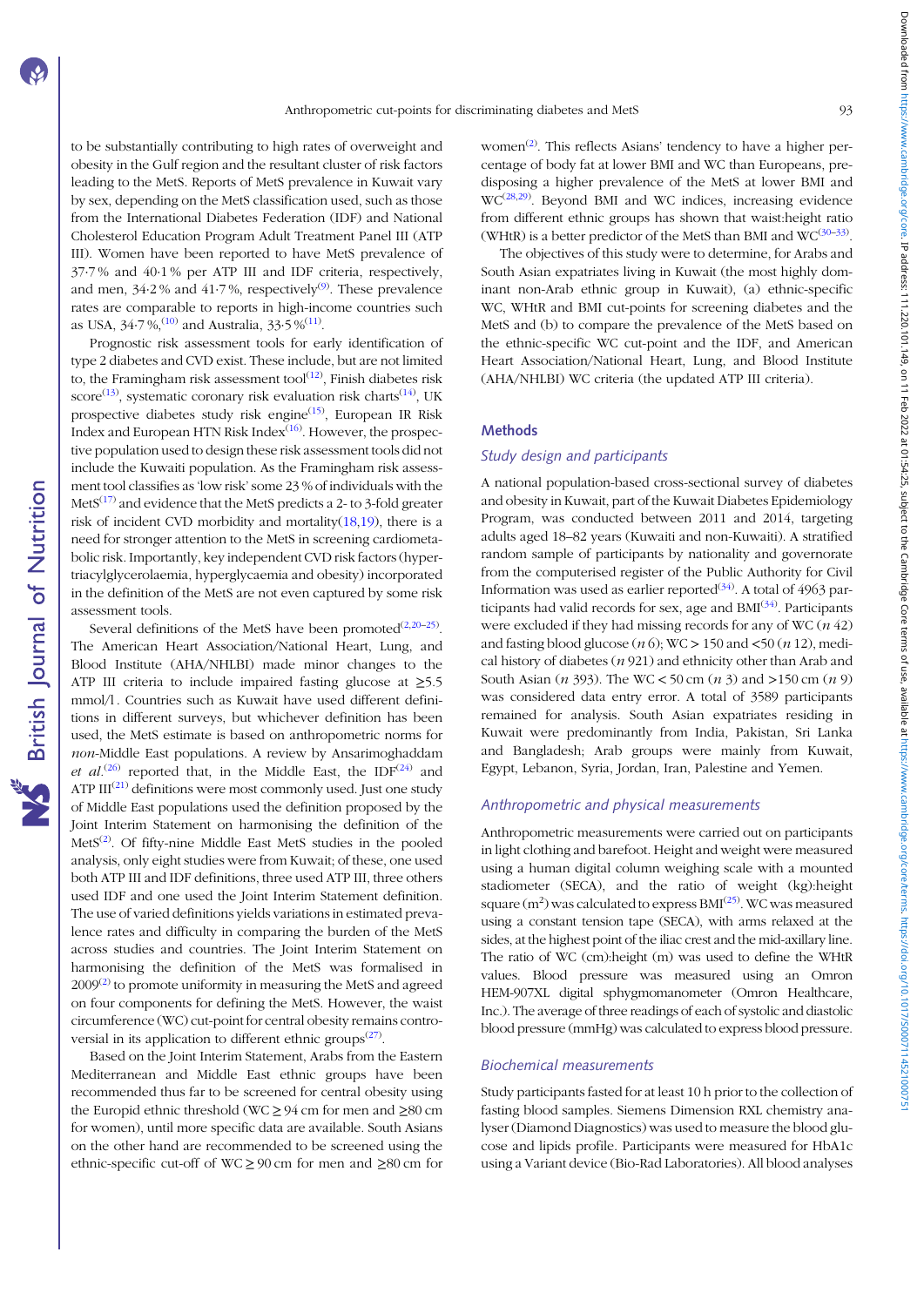to be substantially contributing to high rates of overweight and obesity in the Gulf region and the resultant cluster of risk factors leading to the MetS. Reports of MetS prevalence in Kuwait vary by sex, depending on the MetS classification used, such as those from the International Diabetes Federation (IDF) and National Cholesterol Education Program Adult Treatment Panel III (ATP III). Women have been reported to have MetS prevalence of 37·7 % and 40·1 % per ATP III and IDF criteria, respectively, and men, 34·2 % and 41·7 %, respectively[9]. These prevalence rates are comparable to reports in high-income countries such as USA, 34·7 %,[10] and Australia, 33·5 %[11].

Prognostic risk assessment tools for early identification of type 2 diabetes and CVD exist. These include, but are not limited to, the Framingham risk assessment tool[12], Finish diabetes risk score[13], systematic coronary risk evaluation risk charts[14], UK prospective diabetes study risk engine[15], European IR Risk Index and European HTN Risk Index[16]. However, the prospective population used to design these risk assessment tools did not include the Kuwaiti population. As the Framingham risk assessment tool classifies as 'low risk' some 23 % of individuals with the MetS[17] and evidence that the MetS predicts a 2- to 3-fold greater risk of incident CVD morbidity and mortality(18,19), there is a need for stronger attention to the MetS in screening cardiometabolic risk. Importantly, key independent CVD risk factors (hypertriacylglycerolaemia, hyperglycaemia and obesity) incorporated in the definition of the MetS are not even captured by some risk assessment tools.

Several definitions of the MetS have been promoted[2,20–25]. The American Heart Association/National Heart, Lung, and Blood Institute (AHA/NHLBI) made minor changes to the ATP III criteria to include impaired fasting glucose at ≥5·5 mmol/l. Countries such as Kuwait have used different definitions in different surveys, but whichever definition has been used, the MetS estimate is based on anthropometric norms for *non*-Middle East populations. A review by Ansarimoghaddam *et al.*[26] reported that, in the Middle East, the IDF[24] and ATP III[21] definitions were most commonly used. Just one study of Middle East populations used the definition proposed by the Joint Interim Statement on harmonising the definition of the MetS[2]. Of fifty-nine Middle East MetS studies in the pooled analysis, only eight studies were from Kuwait; of these, one used both ATP III and IDF definitions, three used ATP III, three others used IDF and one used the Joint Interim Statement definition. The use of varied definitions yields variations in estimated prevalence rates and difficulty in comparing the burden of the MetS across studies and countries. The Joint Interim Statement on harmonising the definition of the MetS was formalised in 2009[2] to promote uniformity in measuring the MetS and agreed on four components for defining the MetS. However, the waist circumference (WC) cut-point for central obesity remains controversial in its application to different ethnic groups[27].

Based on the Joint Interim Statement, Arabs from the Eastern Mediterranean and Middle East ethnic groups have been recommended thus far to be screened for central obesity using the Europid ethnic threshold (WC ≥ 94 cm for men and ≥80 cm for women), until more specific data are available. South Asians on the other hand are recommended to be screened using the ethnic-specific cut-off of WC ≥ 90 cm for men and ≥80 cm for women[2]. This reflects Asians' tendency to have a higher percentage of body fat at lower BMI and WC than Europeans, predisposing a higher prevalence of the MetS at lower BMI and WC[28,29]. Beyond BMI and WC indices, increasing evidence from different ethnic groups has shown that waist:height ratio (WHtR) is a better predictor of the MetS than BMI and WC[30–33].

The objectives of this study were to determine, for Arabs and South Asian expatriates living in Kuwait (the most highly dominant non-Arab ethnic group in Kuwait), (a) ethnic-specific WC, WHtR and BMI cut-points for screening diabetes and the MetS and (b) to compare the prevalence of the MetS based on the ethnic-specific WC cut-point and the IDF, and American Heart Association/National Heart, Lung, and Blood Institute (AHA/NHLBI) WC criteria (the updated ATP III criteria).

## Methods

### Study design and participants

A national population-based cross-sectional survey of diabetes and obesity in Kuwait, part of the Kuwait Diabetes Epidemiology Program, was conducted between 2011 and 2014, targeting adults aged 18–82 years (Kuwaiti and non-Kuwaiti). A stratified random sample of participants by nationality and governorate from the computerised register of the Public Authority for Civil Information was used as earlier reported[34]. A total of 4963 participants had valid records for sex, age and BMI[34]. Participants were excluded if they had missing records for any of WC (*n* 42) and fasting blood glucose (*n* 6); WC > 150 and <50 (*n* 12), medical history of diabetes (*n* 921) and ethnicity other than Arab and South Asian (*n* 393). The WC < 50 cm (*n* 3) and >150 cm (*n* 9) was considered data entry error. A total of 3589 participants remained for analysis. South Asian expatriates residing in Kuwait were predominantly from India, Pakistan, Sri Lanka and Bangladesh; Arab groups were mainly from Kuwait, Egypt, Lebanon, Syria, Jordan, Iran, Palestine and Yemen.

### Anthropometric and physical measurements

Anthropometric measurements were carried out on participants in light clothing and barefoot. Height and weight were measured using a human digital column weighing scale with a mounted stadiometer (SECA), and the ratio of weight (kg):height square ($m^2$) was calculated to express BMI[25]. WC was measured using a constant tension tape (SECA), with arms relaxed at the sides, at the highest point of the iliac crest and the mid-axillary line. The ratio of WC (cm):height (m) was used to define the WHtR values. Blood pressure was measured using an Omron HEM-907XL digital sphygmomanometer (Omron Healthcare, Inc.). The average of three readings of each of systolic and diastolic blood pressure (mmHg) was calculated to express blood pressure.

### Biochemical measurements

Study participants fasted for at least 10 h prior to the collection of fasting blood samples. Siemens Dimension RXL chemistry analyser (Diamond Diagnostics) was used to measure the blood glucose and lipids profile. Participants were measured for HbA1c using a Variant device (Bio-Rad Laboratories). All blood analyses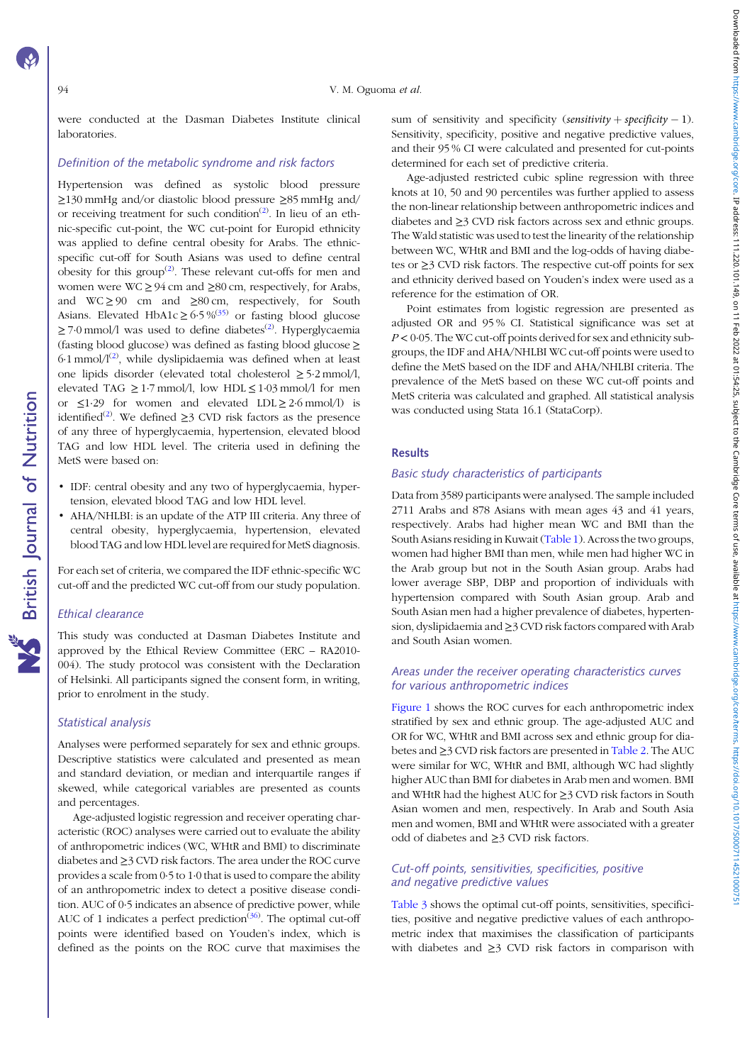were conducted at the Dasman Diabetes Institute clinical laboratories.

### Definition of the metabolic syndrome and risk factors

Hypertension was defined as systolic blood pressure ≥130 mmHg and/or diastolic blood pressure ≥85 mmHg and/or receiving treatment for such condition[2]. In lieu of an ethnic-specific cut-point, the WC cut-point for Europid ethnicity was applied to define central obesity for Arabs. The ethnic-specific cut-off for South Asians was used to define central obesity for this group[2]. These relevant cut-offs for men and women were WC ≥ 94 cm and ≥80 cm, respectively, for Arabs, and WC ≥ 90 cm and ≥80 cm, respectively, for South Asians. Elevated HbA1c ≥ 6·5 %[35] or fasting blood glucose ≥ 7·0 mmol/l was used to define diabetes[2]. Hyperglycaemia (fasting blood glucose) was defined as fasting blood glucose ≥ 6·1 mmol/l[2], while dyslipidaemia was defined when at least one lipids disorder (elevated total cholesterol ≥ 5·2 mmol/l, elevated TAG ≥ 1·7 mmol/l, low HDL ≤ 1·03 mmol/l for men or ≤1·29 for women and elevated LDL ≥ 2·6 mmol/l) is identified[2]. We defined ≥3 CVD risk factors as the presence of any three of hyperglycaemia, hypertension, elevated blood TAG and low HDL level. The criteria used in defining the MetS were based on:

- IDF: central obesity and any two of hyperglycaemia, hypertension, elevated blood TAG and low HDL level.
- AHA/NHLBI: is an update of the ATP III criteria. Any three of central obesity, hyperglycaemia, hypertension, elevated blood TAG and low HDL level are required for MetS diagnosis.

For each set of criteria, we compared the IDF ethnic-specific WC cut-off and the predicted WC cut-off from our study population.

### Ethical clearance

This study was conducted at Dasman Diabetes Institute and approved by the Ethical Review Committee (ERC – RA2010-004). The study protocol was consistent with the Declaration of Helsinki. All participants signed the consent form, in writing, prior to enrolment in the study.

### Statistical analysis

Analyses were performed separately for sex and ethnic groups. Descriptive statistics were calculated and presented as mean and standard deviation, or median and interquartile ranges if skewed, while categorical variables are presented as counts and percentages.

Age-adjusted logistic regression and receiver operating characteristic (ROC) analyses were carried out to evaluate the ability of anthropometric indices (WC, WHtR and BMI) to discriminate diabetes and ≥3 CVD risk factors. The area under the ROC curve provides a scale from 0·5 to 1·0 that is used to compare the ability of an anthropometric index to detect a positive disease condition. AUC of 0·5 indicates an absence of predictive power, while AUC of 1 indicates a perfect prediction[36]. The optimal cut-off points were identified based on Youden's index, which is defined as the points on the ROC curve that maximises the sum of sensitivity and specificity (*sensitivity* + *specificity* − 1). Sensitivity, specificity, positive and negative predictive values, and their 95 % CI were calculated and presented for cut-points determined for each set of predictive criteria.

Age-adjusted restricted cubic spline regression with three knots at 10, 50 and 90 percentiles was further applied to assess the non-linear relationship between anthropometric indices and diabetes and ≥3 CVD risk factors across sex and ethnic groups. The Wald statistic was used to test the linearity of the relationship between WC, WHtR and BMI and the log-odds of having diabetes or ≥3 CVD risk factors. The respective cut-off points for sex and ethnicity derived based on Youden's index were used as a reference for the estimation of OR.

Point estimates from logistic regression are presented as adjusted OR and 95 % CI. Statistical significance was set at $P < 0{\cdot}05$. The WC cut-off points derived for sex and ethnicity subgroups, the IDF and AHA/NHLBI WC cut-off points were used to define the MetS based on the IDF and AHA/NHLBI criteria. The prevalence of the MetS based on these WC cut-off points and MetS criteria was calculated and graphed. All statistical analysis was conducted using Stata 16.1 (StataCorp).

## Results

### Basic study characteristics of participants

Data from 3589 participants were analysed. The sample included 2711 Arabs and 878 Asians with mean ages 43 and 41 years, respectively. Arabs had higher mean WC and BMI than the South Asians residing in Kuwait (Table 1). Across the two groups, women had higher BMI than men, while men had higher WC in the Arab group but not in the South Asian group. Arabs had lower average SBP, DBP and proportion of individuals with hypertension compared with South Asian group. Arab and South Asian men had a higher prevalence of diabetes, hypertension, dyslipidaemia and ≥3 CVD risk factors compared with Arab and South Asian women.

### Areas under the receiver operating characteristics curves for various anthropometric indices

Figure 1 shows the ROC curves for each anthropometric index stratified by sex and ethnic group. The age-adjusted AUC and OR for WC, WHtR and BMI across sex and ethnic group for diabetes and ≥3 CVD risk factors are presented in Table 2. The AUC were similar for WC, WHtR and BMI, although WC had slightly higher AUC than BMI for diabetes in Arab men and women. BMI and WHtR had the highest AUC for ≥3 CVD risk factors in South Asian women and men, respectively. In Arab and South Asia men and women, BMI and WHtR were associated with a greater odd of diabetes and ≥3 CVD risk factors.

### Cut-off points, sensitivities, specificities, positive and negative predictive values

Table 3 shows the optimal cut-off points, sensitivities, specificities, positive and negative predictive values of each anthropometric index that maximises the classification of participants with diabetes and ≥3 CVD risk factors in comparison with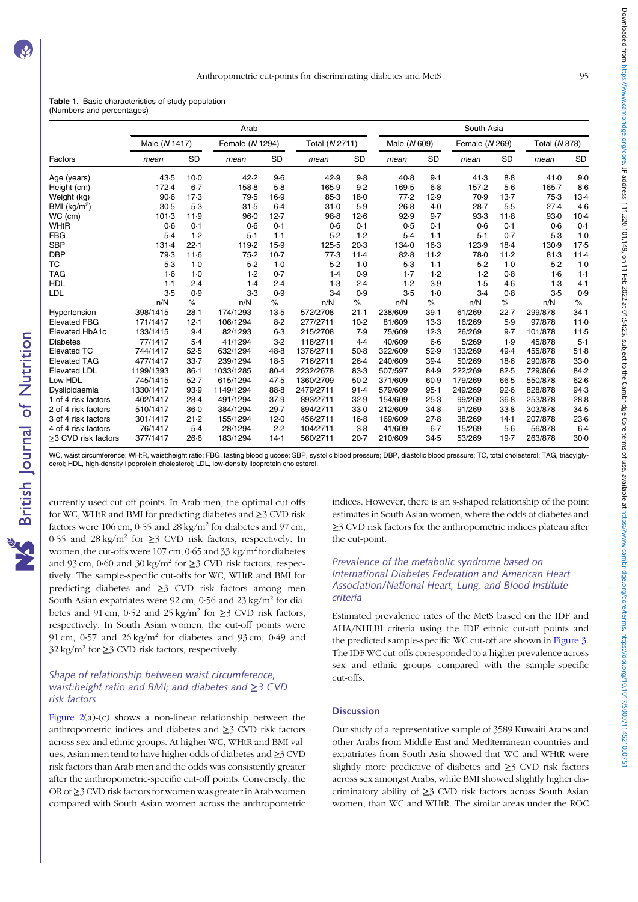**Table 1.** Basic characteristics of study population
(Numbers and percentages)

| | Arab | | | | | | South Asia | | | | | |
|---|---|---|---|---|---|---|---|---|---|---|---|---|
| | Male (*N* 1417) | | Female (*N* 1294) | | Total (*N* 2711) | | Male (*N* 609) | | Female (*N* 269) | | Total (*N* 878) | |
| Factors | *mean* | SD | *mean* | SD | *mean* | SD | *mean* | SD | *mean* | SD | *mean* | SD |
| Age (years) | 43·5 | 10·0 | 42·2 | 9·6 | 42·9 | 9·8 | 40·8 | 9·1 | 41·3 | 8·8 | 41·0 | 9·0 |
| Height (cm) | 172·4 | 6·7 | 158·8 | 5·8 | 165·9 | 9·2 | 169·5 | 6·8 | 157·2 | 5·6 | 165·7 | 8·6 |
| Weight (kg) | 90·6 | 17·3 | 79·5 | 16·9 | 85·3 | 18·0 | 77·2 | 12·9 | 70·9 | 13·7 | 75·3 | 13·4 |
| BMI (kg/m$^2$) | 30·5 | 5·3 | 31·5 | 6·4 | 31·0 | 5·9 | 26·8 | 4·0 | 28·7 | 5·5 | 27·4 | 4·6 |
| WC (cm) | 101·3 | 11·9 | 96·0 | 12·7 | 98·8 | 12·6 | 92·9 | 9·7 | 93·3 | 11·8 | 93·0 | 10·4 |
| WHtR | 0·6 | 0·1 | 0·6 | 0·1 | 0·6 | 0·1 | 0·5 | 0·1 | 0·6 | 0·1 | 0·6 | 0·1 |
| FBG | 5·4 | 1·2 | 5·1 | 1·1 | 5·2 | 1·2 | 5·4 | 1·1 | 5·1 | 0·7 | 5·3 | 1·0 |
| SBP | 131·4 | 22·1 | 119·2 | 15·9 | 125·5 | 20·3 | 134·0 | 16·3 | 123·9 | 18·4 | 130·9 | 17·5 |
| DBP | 79·3 | 11·6 | 75·2 | 10·7 | 77·3 | 11·4 | 82·8 | 11·2 | 78·0 | 11·2 | 81·3 | 11·4 |
| TC | 5·3 | 1·0 | 5·2 | 1·0 | 5·2 | 1·0 | 5·3 | 1·1 | 5·2 | 1·0 | 5·2 | 1·0 |
| TAG | 1·6 | 1·0 | 1·2 | 0·7 | 1·4 | 0·9 | 1·7 | 1·2 | 1·2 | 0·8 | 1·6 | 1·1 |
| HDL | 1·1 | 2·4 | 1·4 | 2·4 | 1·3 | 2·4 | 1·2 | 3·9 | 1·5 | 4·6 | 1·3 | 4·1 |
| LDL | 3·5 | 0·9 | 3·3 | 0·9 | 3·4 | 0·9 | 3·5 | 1·0 | 3·4 | 0·8 | 3·5 | 0·9 |
| | n/N | % | n/N | % | n/N | % | n/N | % | n/N | % | n/N | % |
| Hypertension | 398/1415 | 28·1 | 174/1293 | 13·5 | 572/2708 | 21·1 | 238/609 | 39·1 | 61/269 | 22·7 | 299/878 | 34·1 |
| Elevated FBG | 171/1417 | 12·1 | 106/1294 | 8·2 | 277/2711 | 10·2 | 81/609 | 13·3 | 16/269 | 5·9 | 97/878 | 11·0 |
| Elevated HbA1c | 133/1415 | 9·4 | 82/1293 | 6·3 | 215/2708 | 7·9 | 75/609 | 12·3 | 26/269 | 9·7 | 101/878 | 11·5 |
| Diabetes | 77/1417 | 5·4 | 41/1294 | 3·2 | 118/2711 | 4·4 | 40/609 | 6·6 | 5/269 | 1·9 | 45/878 | 5·1 |
| Elevated TC | 744/1417 | 52·5 | 632/1294 | 48·8 | 1376/2711 | 50·8 | 322/609 | 52·9 | 133/269 | 49·4 | 455/878 | 51·8 |
| Elevated TAG | 477/1417 | 33·7 | 239/1294 | 18·5 | 716/2711 | 26·4 | 240/609 | 39·4 | 50/269 | 18·6 | 290/878 | 33·0 |
| Elevated LDL | 1199/1393 | 86·1 | 1033/1285 | 80·4 | 2232/2678 | 83·3 | 507/597 | 84·9 | 222/269 | 82·5 | 729/866 | 84·2 |
| Low HDL | 745/1415 | 52·7 | 615/1294 | 47·5 | 1360/2709 | 50·2 | 371/609 | 60·9 | 179/269 | 66·5 | 550/878 | 62·6 |
| Dyslipidaemia | 1330/1417 | 93·9 | 1149/1294 | 88·8 | 2479/2711 | 91·4 | 579/609 | 95·1 | 249/269 | 92·6 | 828/878 | 94·3 |
| 1 of 4 risk factors | 402/1417 | 28·4 | 491/1294 | 37·9 | 893/2711 | 32·9 | 154/609 | 25·3 | 99/269 | 36·8 | 253/878 | 28·8 |
| 2 of 4 risk factors | 510/1417 | 36·0 | 384/1294 | 29·7 | 894/2711 | 33·0 | 212/609 | 34·8 | 91/269 | 33·8 | 303/878 | 34·5 |
| 3 of 4 risk factors | 301/1417 | 21·2 | 155/1294 | 12·0 | 456/2711 | 16·8 | 169/609 | 27·8 | 38/269 | 14·1 | 207/878 | 23·6 |
| 4 of 4 risk factors | 76/1417 | 5·4 | 28/1294 | 2·2 | 104/2711 | 3·8 | 41/609 | 6·7 | 15/269 | 5·6 | 56/878 | 6·4 |
| ≥3 CVD risk factors | 377/1417 | 26·6 | 183/1294 | 14·1 | 560/2711 | 20·7 | 210/609 | 34·5 | 53/269 | 19·7 | 263/878 | 30·0 |

WC, waist circumference; WHtR, waist:height ratio; FBG, fasting blood glucose; SBP, systolic blood pressure; DBP, diastolic blood pressure; TC, total cholesterol; TAG, triacylglycerol; HDL, high-density lipoprotein cholesterol; LDL, low-density lipoprotein cholesterol.

currently used cut-off points. In Arab men, the optimal cut-offs for WC, WHtR and BMI for predicting diabetes and ≥3 CVD risk factors were 106 cm, 0·55 and 28 kg/m$^2$ for diabetes and 97 cm, 0·55 and 28 kg/m$^2$ for ≥3 CVD risk factors, respectively. In women, the cut-offs were 107 cm, 0·65 and 33 kg/m$^2$ for diabetes and 93 cm, 0·60 and 30 kg/m$^2$ for ≥3 CVD risk factors, respectively. The sample-specific cut-offs for WC, WHtR and BMI for predicting diabetes and ≥3 CVD risk factors among men South Asian expatriates were 92 cm, 0·56 and 23 kg/m$^2$ for diabetes and 91 cm, 0·52 and 25 kg/m$^2$ for ≥3 CVD risk factors, respectively. In South Asian women, the cut-off points were 91 cm, 0·57 and 26 kg/m$^2$ for diabetes and 93 cm, 0·49 and 32 kg/m$^2$ for ≥3 CVD risk factors, respectively.

### *Shape of relationship between waist circumference, waist:height ratio and BMI; and diabetes and ≥3 CVD risk factors*

Figure 2(a)-(c) shows a non-linear relationship between the anthropometric indices and diabetes and ≥3 CVD risk factors across sex and ethnic groups. At higher WC, WHtR and BMI values, Asian men tend to have higher odds of diabetes and ≥3 CVD risk factors than Arab men and the odds was consistently greater after the anthropometric-specific cut-off points. Conversely, the OR of ≥3 CVD risk factors for women was greater in Arab women compared with South Asian women across the anthropometric indices. However, there is an s-shaped relationship of the point estimates in South Asian women, where the odds of diabetes and ≥3 CVD risk factors for the anthropometric indices plateau after the cut-point.

### *Prevalence of the metabolic syndrome based on International Diabetes Federation and American Heart Association/National Heart, Lung, and Blood Institute criteria*

Estimated prevalence rates of the MetS based on the IDF and AHA/NHLBI criteria using the IDF ethnic cut-off points and the predicted sample-specific WC cut-off are shown in Figure 3. The IDF WC cut-offs corresponded to a higher prevalence across sex and ethnic groups compared with the sample-specific cut-offs.

## Discussion

Our study of a representative sample of 3589 Kuwaiti Arabs and other Arabs from Middle East and Mediterranean countries and expatriates from South Asia showed that WC and WHtR were slightly more predictive of diabetes and ≥3 CVD risk factors across sex amongst Arabs, while BMI showed slightly higher discriminatory ability of ≥3 CVD risk factors across South Asian women, than WC and WHtR. The similar areas under the ROC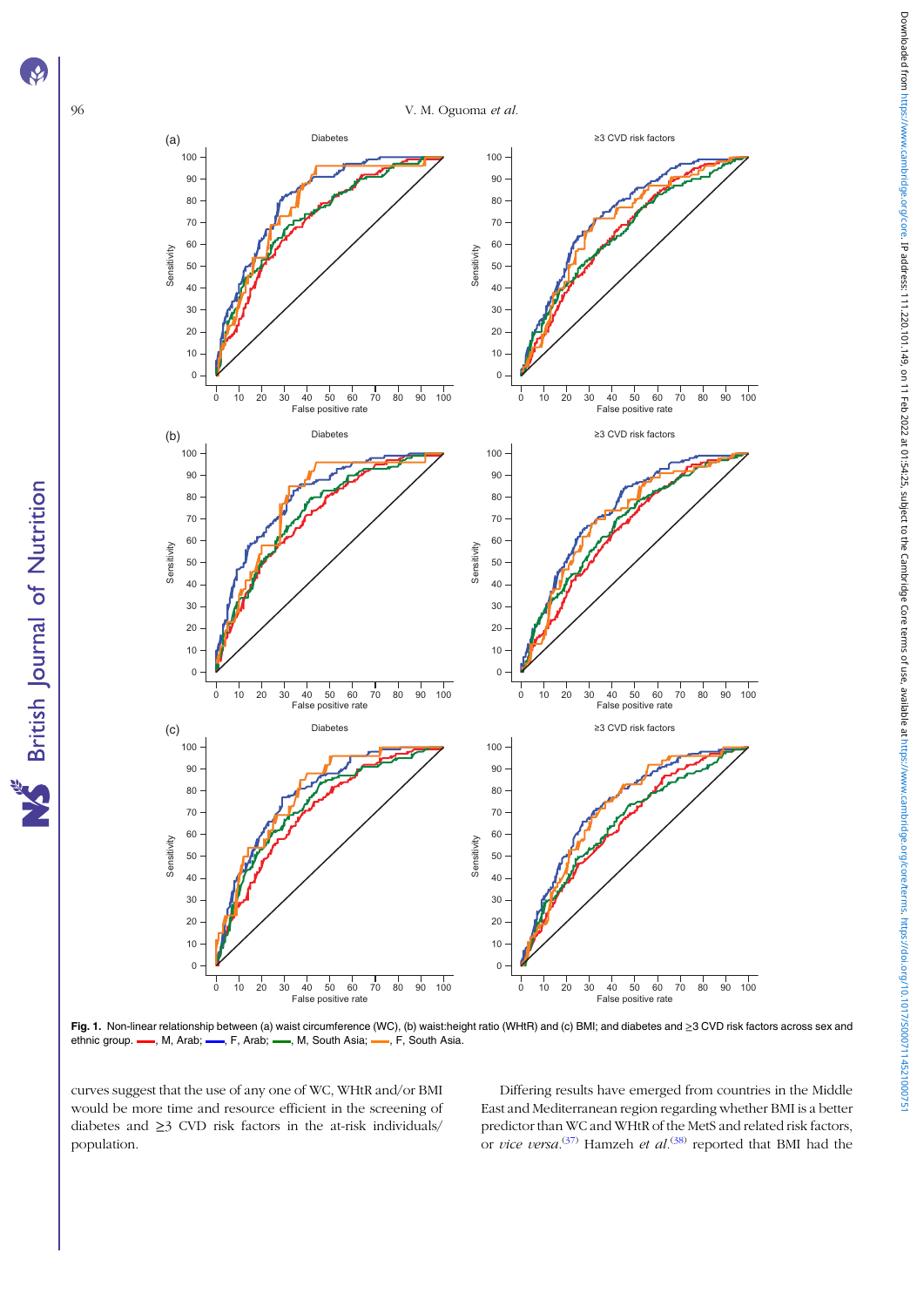**Fig. 1.** Non-linear relationship between (a) waist circumference (WC), (b) waist:height ratio (WHtR) and (c) BMI; and diabetes and ≥3 CVD risk factors across sex and ethnic group. ——, M, Arab; ——, F, Arab; ——, M, South Asia; ——, F, South Asia.

curves suggest that the use of any one of WC, WHtR and/or BMI would be more time and resource efficient in the screening of diabetes and ≥3 CVD risk factors in the at-risk individuals/population.

Differing results have emerged from countries in the Middle East and Mediterranean region regarding whether BMI is a better predictor than WC and WHtR of the MetS and related risk factors, or *vice versa*.[37] Hamzeh *et al.*[38] reported that BMI had the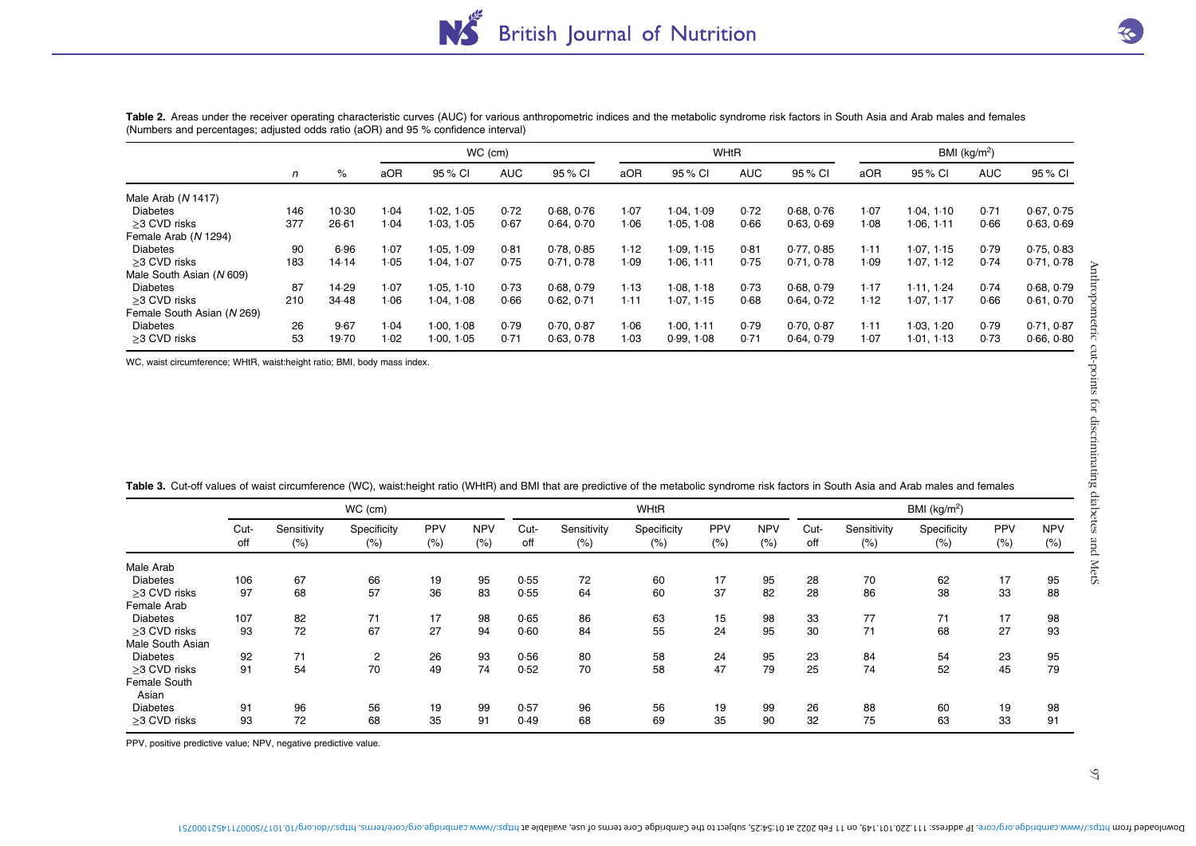**Table 2.** Areas under the receiver operating characteristic curves (AUC) for various anthropometric indices and the metabolic syndrome risk factors in South Asia and Arab males and females
(Numbers and percentages; adjusted odds ratio (aOR) and 95 % confidence interval)

| | | | WC (cm) | | | | WHtR | | | | BMI (kg/m$^2$) | | | |
|---|---|---|---|---|---|---|---|---|---|---|---|---|---|---|
| | *n* | % | aOR | 95 % CI | AUC | 95 % CI | aOR | 95 % CI | AUC | 95 % CI | aOR | 95 % CI | AUC | 95 % CI |
| Male Arab (*N* 1417) | | | | | | | | | | | | | | |
| Diabetes | 146 | 10·30 | 1·04 | 1·02, 1·05 | 0·72 | 0·68, 0·76 | 1·07 | 1·04, 1·09 | 0·72 | 0·68, 0·76 | 1·07 | 1·04, 1·10 | 0·71 | 0·67, 0·75 |
| ≥3 CVD risks | 377 | 26·61 | 1·04 | 1·03, 1·05 | 0·67 | 0·64, 0·70 | 1·06 | 1·05, 1·08 | 0·66 | 0·63, 0·69 | 1·08 | 1·06, 1·11 | 0·66 | 0·63, 0·69 |
| Female Arab (*N* 1294) | | | | | | | | | | | | | | |
| Diabetes | 90 | 6·96 | 1·07 | 1·05, 1·09 | 0·81 | 0·78, 0·85 | 1·12 | 1·09, 1·15 | 0·81 | 0·77, 0·85 | 1·11 | 1·07, 1·15 | 0·79 | 0·75, 0·83 |
| ≥3 CVD risks | 183 | 14·14 | 1·05 | 1·04, 1·07 | 0·75 | 0·71, 0·78 | 1·09 | 1·06, 1·11 | 0·75 | 0·71, 0·78 | 1·09 | 1·07, 1·12 | 0·74 | 0·71, 0·78 |
| Male South Asian (*N* 609) | | | | | | | | | | | | | | |
| Diabetes | 87 | 14·29 | 1·07 | 1·05, 1·10 | 0·73 | 0·68, 0·79 | 1·13 | 1·08, 1·18 | 0·73 | 0·68, 0·79 | 1·17 | 1·11, 1·24 | 0·74 | 0·68, 0·79 |
| ≥3 CVD risks | 210 | 34·48 | 1·06 | 1·04, 1·08 | 0·66 | 0·62, 0·71 | 1·11 | 1·07, 1·15 | 0·68 | 0·64, 0·72 | 1·12 | 1·07, 1·17 | 0·66 | 0·61, 0·70 |
| Female South Asian (*N* 269) | | | | | | | | | | | | | | |
| Diabetes | 26 | 9·67 | 1·04 | 1·00, 1·08 | 0·79 | 0·70, 0·87 | 1·06 | 1·00, 1·11 | 0·79 | 0·70, 0·87 | 1·11 | 1·03, 1·20 | 0·79 | 0·71, 0·87 |
| ≥3 CVD risks | 53 | 19·70 | 1·02 | 1·00, 1·05 | 0·71 | 0·63, 0·78 | 1·03 | 0·99, 1·08 | 0·71 | 0·64, 0·79 | 1·07 | 1·01, 1·13 | 0·73 | 0·66, 0·80 |

WC, waist circumference; WHtR, waist:height ratio; BMI, body mass index.

**Table 3.** Cut-off values of waist circumference (WC), waist:height ratio (WHtR) and BMI that are predictive of the metabolic syndrome risk factors in South Asia and Arab males and females

| | WC (cm) | | | | | WHtR | | | | | BMI (kg/m$^2$) | | | | |
|---|---|---|---|---|---|---|---|---|---|---|---|---|---|---|---|
| | Cut-off | Sensitivity (%) | Specificity (%) | PPV (%) | NPV (%) | Cut-off | Sensitivity (%) | Specificity (%) | PPV (%) | NPV (%) | Cut-off | Sensitivity (%) | Specificity (%) | PPV (%) | NPV (%) |
| Male Arab | | | | | | | | | | | | | | | |
| Diabetes | 106 | 67 | 66 | 19 | 95 | 0·55 | 72 | 60 | 17 | 95 | 28 | 70 | 62 | 17 | 95 |
| ≥3 CVD risks | 97 | 68 | 57 | 36 | 83 | 0·55 | 64 | 60 | 37 | 82 | 28 | 86 | 38 | 33 | 88 |
| Female Arab | | | | | | | | | | | | | | | |
| Diabetes | 107 | 82 | 71 | 17 | 98 | 0·65 | 86 | 63 | 15 | 98 | 33 | 77 | 71 | 17 | 98 |
| ≥3 CVD risks | 93 | 72 | 67 | 27 | 94 | 0·60 | 84 | 55 | 24 | 95 | 30 | 71 | 68 | 27 | 93 |
| Male South Asian | | | | | | | | | | | | | | | |
| Diabetes | 92 | 71 | 2 | 26 | 93 | 0·56 | 80 | 58 | 24 | 95 | 23 | 84 | 54 | 23 | 95 |
| ≥3 CVD risks | 91 | 54 | 70 | 49 | 74 | 0·52 | 70 | 58 | 47 | 79 | 25 | 74 | 52 | 45 | 79 |
| Female South Asian | | | | | | | | | | | | | | | |
| Diabetes | 91 | 96 | 56 | 19 | 99 | 0·57 | 96 | 56 | 19 | 99 | 26 | 88 | 60 | 19 | 98 |
| ≥3 CVD risks | 93 | 72 | 68 | 35 | 91 | 0·49 | 68 | 69 | 35 | 90 | 32 | 75 | 63 | 33 | 91 |

PPV, positive predictive value; NPV, negative predictive value.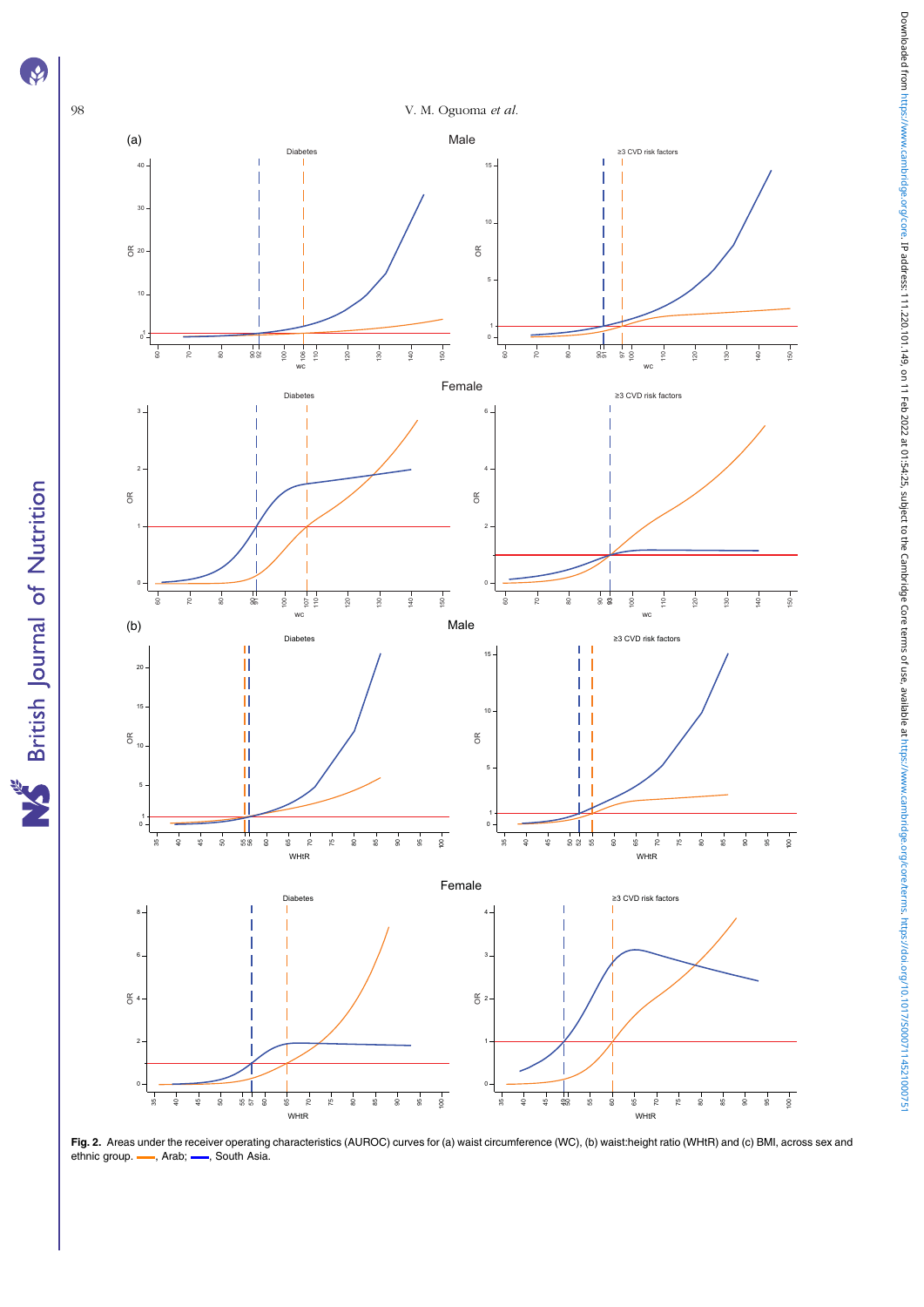Fig. 2. Areas under the receiver operating characteristics (AUROC) curves for (a) waist circumference (WC), (b) waist:height ratio (WHtR) and (c) BMI, across sex and ethnic group. ——, Arab; ——, South Asia.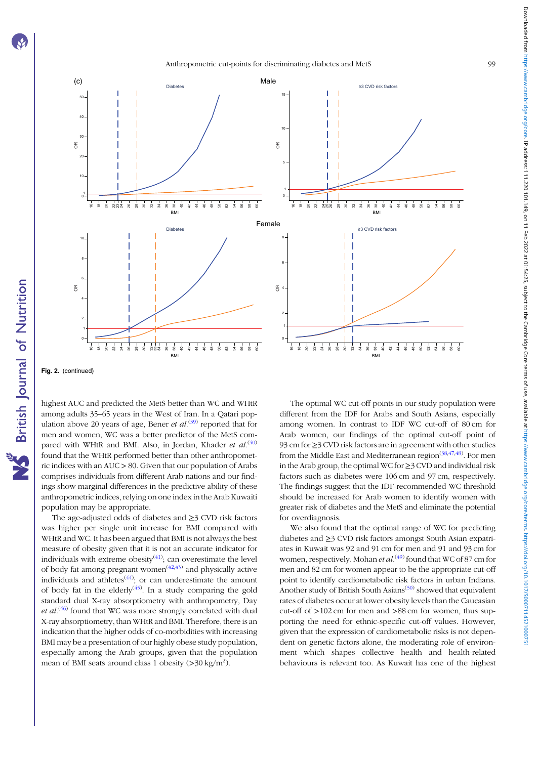Fig. 2. (continued)

highest AUC and predicted the MetS better than WC and WHtR among adults 35–65 years in the West of Iran. In a Qatari population above 20 years of age, Bener *et al.*[39] reported that for men and women, WC was a better predictor of the MetS compared with WHtR and BMI. Also, in Jordan, Khader *et al.*[40] found that the WHtR performed better than other anthropometric indices with an AUC > 80. Given that our population of Arabs comprises individuals from different Arab nations and our findings show marginal differences in the predictive ability of these anthropometric indices, relying on one index in the Arab Kuwaiti population may be appropriate.

The age-adjusted odds of diabetes and ≥3 CVD risk factors was higher per single unit increase for BMI compared with WHtR and WC. It has been argued that BMI is not always the best measure of obesity given that it is not an accurate indicator for individuals with extreme obesity[41]; can overestimate the level of body fat among pregnant women[42,43] and physically active individuals and athletes[44]; or can underestimate the amount of body fat in the elderly[45]. In a study comparing the gold standard dual X-ray absorptiometry with anthropometry, Day *et al.*[46] found that WC was more strongly correlated with dual X-ray absorptiometry, than WHtR and BMI. Therefore, there is an indication that the higher odds of co-morbidities with increasing BMI may be a presentation of our highly obese study population, especially among the Arab groups, given that the population mean of BMI seats around class 1 obesity (>30 kg/m$^2$).

The optimal WC cut-off points in our study population were different from the IDF for Arabs and South Asians, especially among women. In contrast to IDF WC cut-off of 80 cm for Arab women, our findings of the optimal cut-off point of 93 cm for ≥3 CVD risk factors are in agreement with other studies from the Middle East and Mediterranean region[38,47,48]. For men in the Arab group, the optimal WC for ≥3 CVD and individual risk factors such as diabetes were 106 cm and 97 cm, respectively. The findings suggest that the IDF-recommended WC threshold should be increased for Arab women to identify women with greater risk of diabetes and the MetS and eliminate the potential for overdiagnosis.

We also found that the optimal range of WC for predicting diabetes and ≥3 CVD risk factors amongst South Asian expatriates in Kuwait was 92 and 91 cm for men and 91 and 93 cm for women, respectively. Mohan *et al.*[49] found that WC of 87 cm for men and 82 cm for women appear to be the appropriate cut-off point to identify cardiometabolic risk factors in urban Indians. Another study of British South Asians[50] showed that equivalent rates of diabetes occur at lower obesity levels than the Caucasian cut-off of >102 cm for men and >88 cm for women, thus supporting the need for ethnic-specific cut-off values. However, given that the expression of cardiometabolic risks is not dependent on genetic factors alone, the moderating role of environment which shapes collective health and health-related behaviours is relevant too. As Kuwait has one of the highest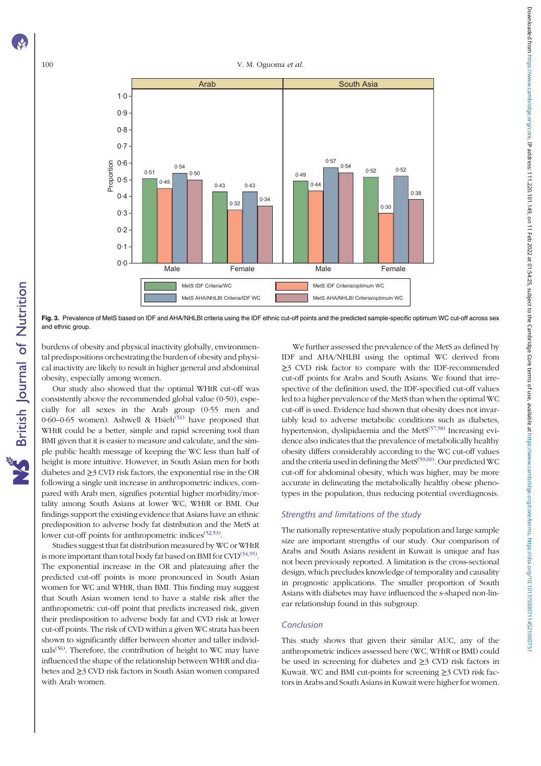Fig. 3. Prevalence of MetS based on IDF and AHA/NHLBI criteria using the IDF ethnic cut-off points and the predicted sample-specific optimum WC cut-off across sex and ethnic group.

burdens of obesity and physical inactivity globally, environmental predispositions orchestrating the burden of obesity and physical inactivity are likely to result in higher general and abdominal obesity, especially among women.

Our study also showed that the optimal WHtR cut-off was consistently above the recommended global value (0·50), especially for all sexes in the Arab group (0·55 men and 0·60–0·65 women). Ashwell & Hsieh[51] have proposed that WHtR could be a better, simple and rapid screening tool than BMI given that it is easier to measure and calculate, and the simple public health message of keeping the WC less than half of height is more intuitive. However, in South Asian men for both diabetes and ≥3 CVD risk factors, the exponential rise in the OR following a single unit increase in anthropometric indices, compared with Arab men, signifies potential higher morbidity/mortality among South Asians at lower WC, WHtR or BMI. Our findings support the existing evidence that Asians have an ethnic predisposition to adverse body fat distribution and the MetS at lower cut-off points for anthropometric indices[52,53].

Studies suggest that fat distribution measured by WC or WHtR is more important than total body fat based on BMI for CVD[54,55]. The exponential increase in the OR and plateauing after the predicted cut-off points is more pronounced in South Asian women for WC and WHtR, than BMI. This finding may suggest that South Asian women tend to have a stable risk after the anthropometric cut-off point that predicts increased risk, given their predisposition to adverse body fat and CVD risk at lower cut-off points. The risk of CVD within a given WC strata has been shown to significantly differ between shorter and taller individuals[56]. Therefore, the contribution of height to WC may have influenced the shape of the relationship between WHtR and diabetes and ≥3 CVD risk factors in South Asian women compared with Arab women.

We further assessed the prevalence of the MetS as defined by IDF and AHA/NHLBI using the optimal WC derived from ≥3 CVD risk factor to compare with the IDF-recommended cut-off points for Arabs and South Asians. We found that irrespective of the definition used, the IDF-specified cut-off values led to a higher prevalence of the MetS than when the optimal WC cut-off is used. Evidence had shown that obesity does not invariably lead to adverse metabolic conditions such as diabetes, hypertension, dyslipidaemia and the MetS[57,58]. Increasing evidence also indicates that the prevalence of metabolically healthy obesity differs considerably according to the WC cut-off values and the criteria used in defining the MetS[59,60]. Our predicted WC cut-off for abdominal obesity, which was higher, may be more accurate in delineating the metabolically healthy obese phenotypes in the population, thus reducing potential overdiagnosis.

## Strengths and limitations of the study

The nationally representative study population and large sample size are important strengths of our study. Our comparison of Arabs and South Asians resident in Kuwait is unique and has not been previously reported. A limitation is the cross-sectional design, which precludes knowledge of temporality and causality in prognostic applications. The smaller proportion of South Asians with diabetes may have influenced the s-shaped non-linear relationship found in this subgroup.

## Conclusion

This study shows that given their similar AUC, any of the anthropometric indices assessed here (WC, WHtR or BMI) could be used in screening for diabetes and ≥3 CVD risk factors in Kuwait. WC and BMI cut-points for screening ≥3 CVD risk factors in Arabs and South Asians in Kuwait were higher for women.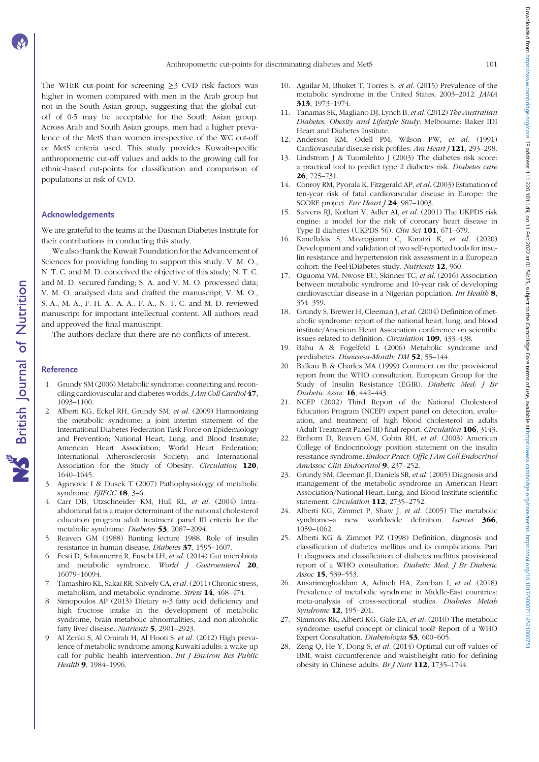The WHtR cut-point for screening ≥3 CVD risk factors was higher in women compared with men in the Arab group but not in the South Asian group, suggesting that the global cut-off of 0·5 may be acceptable for the South Asian group. Across Arab and South Asian groups, men had a higher prevalence of the MetS than women irrespective of the WC cut-off or MetS criteria used. This study provides Kuwait-specific anthropometric cut-off values and adds to the growing call for ethnic-based cut-points for classification and comparison of populations at risk of CVD.

## Acknowledgements

We are grateful to the teams at the Dasman Diabetes Institute for their contributions in conducting this study.

We also thank the Kuwait Foundation for the Advancement of Sciences for providing funding to support this study. V. M. O., N. T. C. and M. D. conceived the objective of this study; N. T. C. and M. D. secured funding; S. A. and V. M. O. processed data; V. M. O. analysed data and drafted the manuscript; V. M. O., S. A., M. A., F. H. A., A. A., F. A., N. T. C. and M. D. reviewed manuscript for important intellectual content. All authors read and approved the final manuscript.

The authors declare that there are no conflicts of interest.

## Reference

1. Grundy SM (2006) Metabolic syndrome: connecting and reconciling cardiovascular and diabetes worlds. *J Am Coll Cardiol* **47**, 1093–1100.
2. Alberti KG, Eckel RH, Grundy SM, *et al.* (2009) Harmonizing the metabolic syndrome: a joint interim statement of the International Diabetes Federation Task Force on Epidemiology and Prevention; National Heart, Lung, and Blood Institute; American Heart Association; World Heart Federation; International Atherosclerosis Society; and International Association for the Study of Obesity. *Circulation* **120**, 1640–1645.
3. Aganovic I & Dusek T (2007) Pathophysiology of metabolic syndrome. *EJIFCC* **18**, 3–6.
4. Carr DB, Utzschneider KM, Hull RL, *et al.* (2004) Intra-abdominal fat is a major determinant of the national cholesterol education program adult treatment panel III criteria for the metabolic syndrome. *Diabetes* **53**, 2087–2094.
5. Reaven GM (1988) Banting lecture 1988. Role of insulin resistance in human disease. *Diabetes* **37**, 1595–1607.
6. Festi D, Schiumerini R, Eusebi LH, *et al.* (2014) Gut microbiota and metabolic syndrome. *World J Gastroenterol* **20**, 16079–16094.
7. Tamashiro KL, Sakai RR, Shively CA, *et al.* (2011) Chronic stress, metabolism, and metabolic syndrome. *Stress* **14**, 468–474.
8. Simopoulos AP (2013) Dietary *n*-3 fatty acid deficiency and high fructose intake in the development of metabolic syndrome, brain metabolic abnormalities, and non-alcoholic fatty liver disease. *Nutrients* **5**, 2901–2923.
9. Al Zenki S, Al Omirah H, Al Hooti S, *et al.* (2012) High prevalence of metabolic syndrome among Kuwaiti adults: a wake-up call for public health intervention. *Int J Environ Res Public Health* **9**, 1984–1996.
10. Aguilar M, Bhuket T, Torres S, *et al.* (2015) Prevalence of the metabolic syndrome in the United States, 2003–2012. *JAMA* **313**, 1973–1974.
11. Tanamas SK, Magliano DJ, Lynch B, *et al.* (2012) *The Australian Diabetes, Obesity and Lifestyle Study*. Melbourne: Baker IDI Heart and Diabetes Institute.
12. Anderson KM, Odell PM, Wilson PW, *et al.* (1991) Cardiovascular disease risk profiles. *Am Heart J* **121**, 293–298.
13. Lindstrom J & Tuomilehto J (2003) The diabetes risk score: a practical tool to predict type 2 diabetes risk. *Diabetes care* **26**, 725–731.
14. Conroy RM, Pyorala K, Fitzgerald AP, *et al.* (2003) Estimation of ten-year risk of fatal cardiovascular disease in Europe: the SCORE project. *Eur Heart J* **24**, 987–1003.
15. Stevens RJ, Kothari V, Adler AI, *et al.* (2001) The UKPDS risk engine: a model for the risk of coronary heart disease in Type II diabetes (UKPDS 56). *Clin Sci* **101**, 671–679.
16. Kanellakis S, Mavrogianni C, Karatzi K, *et al.* (2020) Development and validation of two self-reported tools for insulin resistance and hypertension risk assessment in a European cohort: the Feel4Diabetes-study. *Nutrients* **12**, 960.
17. Oguoma VM, Nwose EU, Skinner TC, *et al.* (2016) Association between metabolic syndrome and 10-year risk of developing cardiovascular disease in a Nigerian population. *Int Health* **8**, 354–359.
18. Grundy S, Brewer H, Cleeman J, *et al.* (2004) Definition of metabolic syndrome: report of the national heart, lung, and blood institute/American Heart Association conference on scientific issues related to definition. *Circulation* **109**, 433–438.
19. Babu A & Fogelfeld L (2006) Metabolic syndrome and prediabetes. *Disease-a-Month: DM* **52**, 55–144.
20. Balkau B & Charles MA (1999) Comment on the provisional report from the WHO consultation. European Group for the Study of Insulin Resistance (EGIR). *Diabetic Med: J Br Diabetic Assoc* **16**, 442–443.
21. NCEP (2002) Third Report of the National Cholesterol Education Program (NCEP) expert panel on detection, evaluation, and treatment of high blood cholesterol in adults (Adult Treatment Panel III) final report. *Circulation* **106**, 3143.
22. Einhorn D, Reaven GM, Cobin RH, *et al.* (2003) American College of Endocrinology position statement on the insulin resistance syndrome. *Endocr Pract: Offic J Am Coll Endocrinol AmAssoc Clin Endocrinol* **9**, 237–252.
23. Grundy SM, Cleeman JI, Daniels SR, *et al.* (2005) Diagnosis and management of the metabolic syndrome an American Heart Association/National Heart, Lung, and Blood Institute scientific statement. *Circulation* **112**, 2735–2752.
24. Alberti KG, Zimmet P, Shaw J, *et al.* (2005) The metabolic syndrome–a new worldwide definition. *Lancet* **366**, 1059–1062.
25. Alberti KG & Zimmet PZ (1998) Definition, diagnosis and classification of diabetes mellitus and its complications. Part 1: diagnosis and classification of diabetes mellitus provisional report of a WHO consultation. *Diabetic Med: J Br Diabetic Assoc* **15**, 539–553.
26. Ansarimoghaddam A, Adineh HA, Zareban I, *et al.* (2018) Prevalence of metabolic syndrome in Middle-East countries: meta-analysis of cross-sectional studies. *Diabetes Metab Syndrome* **12**, 195–201.
27. Simmons RK, Alberti KG, Gale EA, *et al.* (2010) The metabolic syndrome: useful concept or clinical tool? Report of a WHO Expert Consultation. *Diabetologia* **53**, 600–605.
28. Zeng Q, He Y, Dong S, *et al.* (2014) Optimal cut-off values of BMI, waist circumference and waist:height ratio for defining obesity in Chinese adults. *Br J Nutr* **112**, 1735–1744.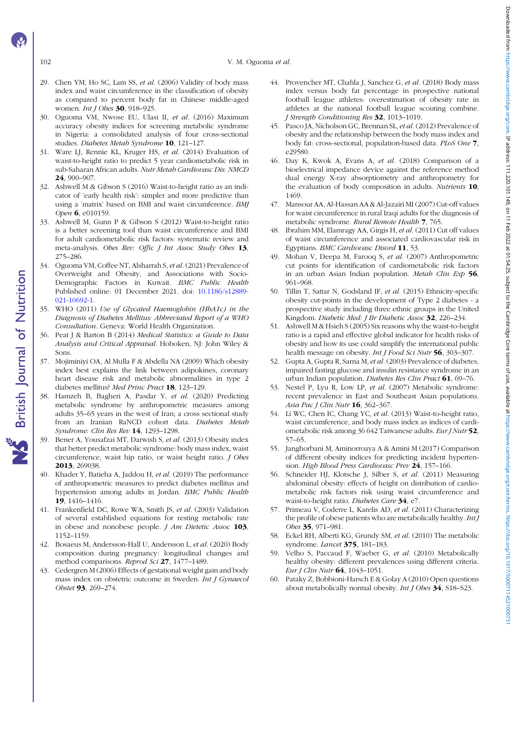29. Chen YM, Ho SC, Lam SS, *et al.* (2006) Validity of body mass index and waist circumference in the classification of obesity as compared to percent body fat in Chinese middle-aged women. *Int J Obes* **30**, 918–925.
30. Oguoma VM, Nwose EU, Ulasi II, *et al.* (2016) Maximum accuracy obesity indices for screening metabolic syndrome in Nigeria: a consolidated analysis of four cross-sectional studies. *Diabetes Metab Syndrome* **10**, 121–127.
31. Ware LJ, Rennie KL, Kruger HS, *et al.* (2014) Evaluation of waist-to-height ratio to predict 5 year cardiometabolic risk in sub-Saharan African adults. *Nutr Metab Cardiovasc Dis: NMCD* **24**, 900–907.
32. Ashwell M & Gibson S (2016) Waist-to-height ratio as an indicator of 'early health risk': simpler and more predictive than using a 'matrix' based on BMI and waist circumference. *BMJ Open* **6**, e010159.
33. Ashwell M, Gunn P & Gibson S (2012) Waist-to-height ratio is a better screening tool than waist circumference and BMI for adult cardiometabolic risk factors: systematic review and meta-analysis. *Obes Rev: Offic J Int Assoc Study Obes* **13**, 275–286.
34. Oguoma VM, Coffee NT, Alsharrah S, *et al.* (2021) Prevalence of Overweight and Obesity, and Associations with Socio-Demographic Factors in Kuwait. *BMC Public Health* Published online: 01 December 2021. doi: 10.1186/s12889-021-10692-1.
35. WHO (2011) *Use of Glycated Haemoglobin (HbA1c) in the Diagnosis of Diabetes Mellitus: Abbreviated Report of a WHO Consultation*. Geneva: World Health Organization.
36. Peat J & Barton B (2014) *Medical Statistics: a Guide to Data Analysis and Critical Appraisal*. Hoboken, NJ: John Wiley & Sons.
37. Mojiminiyi OA, Al Mulla F & Abdella NA (2009) Which obesity index best explains the link between adipokines, coronary heart disease risk and metabolic abnormalities in type 2 diabetes mellitus? *Med Princ Pract* **18**, 123–129.
38. Hamzeh B, Bagheri A, Pasdar Y, *et al.* (2020) Predicting metabolic syndrome by anthropometric measures among adults 35–65 years in the west of Iran; a cross sectional study from an Iranian RaNCD cohort data. *Diabetes Metab Syndrome: Clin Res Rev* **14**, 1293–1298.
39. Bener A, Yousafzai MT, Darwish S, *et al.* (2013) Obesity index that better predict metabolic syndrome: body mass index, waist circumference, waist hip ratio, or waist height ratio. *J Obes* **2013**, 269038.
40. Khader Y, Batieha A, Jaddou H, *et al.* (2019) The performance of anthropometric measures to predict diabetes mellitus and hypertension among adults in Jordan. *BMC Public Health* **19**, 1416–1416.
41. Frankenfield DC, Rowe WA, Smith JS, *et al.* (2003) Validation of several established equations for resting metabolic rate in obese and nonobese people. *J Am Dietetic Assoc* **103**, 1152–1159.
42. Bosaeus M, Andersson-Hall U, Andersson L, *et al.* (2020) Body composition during pregnancy: longitudinal changes and method comparisons. *Reprod Sci* **27**, 1477–1489.
43. Cedergren M (2006) Effects of gestational weight gain and body mass index on obstetric outcome in Sweden. *Int J Gynaecol Obstet* **93**, 269–274.
44. Provencher MT, Chahla J, Sanchez G, *et al.* (2018) Body mass index versus body fat percentage in prospective national football league athletes: overestimation of obesity rate in athletes at the national football league scouting combine. *J Strength Conditioning Res* **32**, 1013–1019.
45. Pasco JA, Nicholson GC, Brennan SL, *et al.* (2012) Prevalence of obesity and the relationship between the body mass index and body fat: cross-sectional, population-based data. *PLoS One* **7**, e29580.
46. Day K, Kwok A, Evans A, *et al.* (2018) Comparison of a bioelectrical impedance device against the reference method dual energy X-ray absorptiometry and anthropometry for the evaluation of body composition in adults. *Nutrients* **10**, 1469.
47. Mansour AA, Al-Hassan AA & Al-Jazairi MI (2007) Cut-off values for waist circumference in rural Iraqi adults for the diagnosis of metabolic syndrome. *Rural Remote Health* **7**, 765.
48. Ibrahim MM, Elamragy AA, Girgis H, *et al.* (2011) Cut off values of waist circumference and associated cardiovascular risk in Egyptians. *BMC Cardiovasc Disord* **11**, 53.
49. Mohan V, Deepa M, Farooq S, *et al.* (2007) Anthropometric cut points for identification of cardiometabolic risk factors in an urban Asian Indian population. *Metab Clin Exp* **56**, 961–968.
50. Tillin T, Sattar N, Godsland IF, *et al.* (2015) Ethnicity-specific obesity cut-points in the development of Type 2 diabetes - a prospective study including three ethnic groups in the United Kingdom. *Diabetic Med: J Br Diabetic Assoc* **32**, 226–234.
51. Ashwell M & Hsieh S (2005) Six reasons why the waist-to-height ratio is a rapid and effective global indicator for health risks of obesity and how its use could simplify the international public health message on obesity. *Int J Food Sci Nutr* **56**, 303–307.
52. Gupta A, Gupta R, Sarna M, *et al.* (2003) Prevalence of diabetes, impaired fasting glucose and insulin resistance syndrome in an urban Indian population. *Diabetes Res Clin Pract* **61**, 69–76.
53. Nestel P, Lyu R, Low LP, *et al.* (2007) Metabolic syndrome: recent prevalence in East and Southeast Asian populations. *Asia Pac J Clin Nutr* **16**, 362–367.
54. Li WC, Chen IC, Chang YC, *et al.* (2013) Waist-to-height ratio, waist circumference, and body mass index as indices of cardiometabolic risk among 36 642 Taiwanese adults. *Eur J Nutr* **52**, 57–65.
55. Janghorbani M, Aminorroaya A & Amini M (2017) Comparison of different obesity indices for predicting incident hypertension. *High Blood Press Cardiovasc Prev* **24**, 157–166.
56. Schneider HJ, Klotsche J, Silber S, *et al.* (2011) Measuring abdominal obesity: effects of height on distribution of cardiometabolic risk factors risk using waist circumference and waist-to-height ratio. *Diabetes Care* **34**, e7.
57. Primeau V, Coderre L, Karelis AD, *et al.* (2011) Characterizing the profile of obese patients who are metabolically healthy. *Int J Obes* **35**, 971–981.
58. Eckel RH, Alberti KG, Grundy SM, *et al.* (2010) The metabolic syndrome. *Lancet* **375**, 181–183.
59. Velho S, Paccaud F, Waeber G, *et al.* (2010) Metabolically healthy obesity: different prevalences using different criteria. *Eur J Clin Nutr* **64**, 1043–1051.
60. Pataky Z, Bobbioni-Harsch E & Golay A (2010) Open questions about metabolically normal obesity. *Int J Obes* **34**, S18–S23.